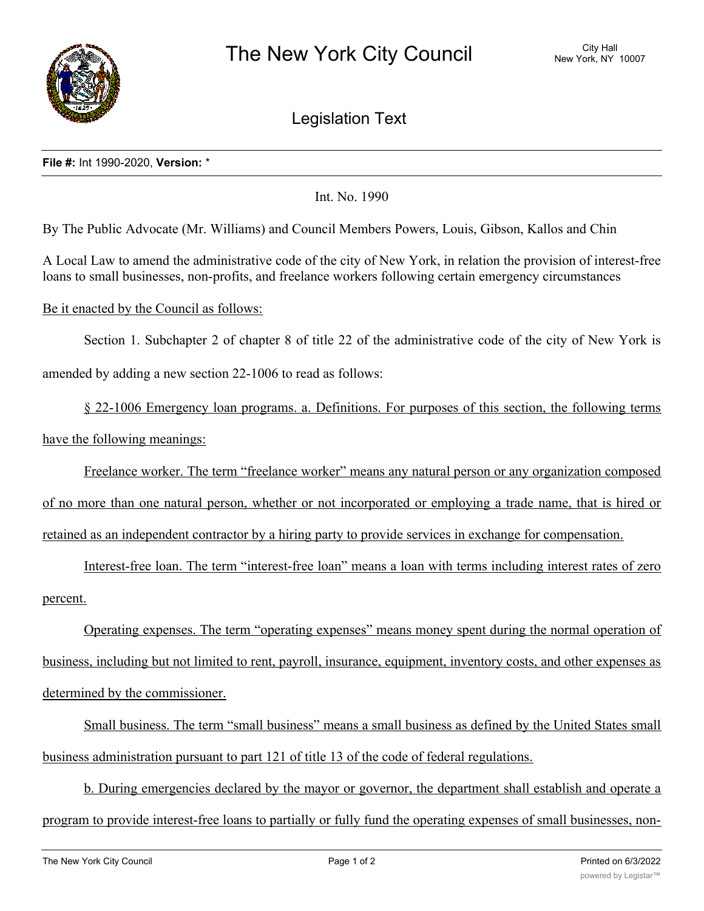# The New York City Council

City Hall
New York, NY 10007

## Legislation Text

**File #:** Int 1990-2020, **Version:** *

Int. No. 1990

By The Public Advocate (Mr. Williams) and Council Members Powers, Louis, Gibson, Kallos and Chin

A Local Law to amend the administrative code of the city of New York, in relation the provision of interest-free loans to small businesses, non-profits, and freelance workers following certain emergency circumstances

Be it enacted by the Council as follows:

Section 1. Subchapter 2 of chapter 8 of title 22 of the administrative code of the city of New York is amended by adding a new section 22-1006 to read as follows:

§ 22-1006 Emergency loan programs. a. Definitions. For purposes of this section, the following terms have the following meanings:

Freelance worker. The term "freelance worker" means any natural person or any organization composed of no more than one natural person, whether or not incorporated or employing a trade name, that is hired or retained as an independent contractor by a hiring party to provide services in exchange for compensation.

Interest-free loan. The term "interest-free loan" means a loan with terms including interest rates of zero percent.

Operating expenses. The term "operating expenses" means money spent during the normal operation of business, including but not limited to rent, payroll, insurance, equipment, inventory costs, and other expenses as determined by the commissioner.

Small business. The term "small business" means a small business as defined by the United States small business administration pursuant to part 121 of title 13 of the code of federal regulations.

b. During emergencies declared by the mayor or governor, the department shall establish and operate a program to provide interest-free loans to partially or fully fund the operating expenses of small businesses, non-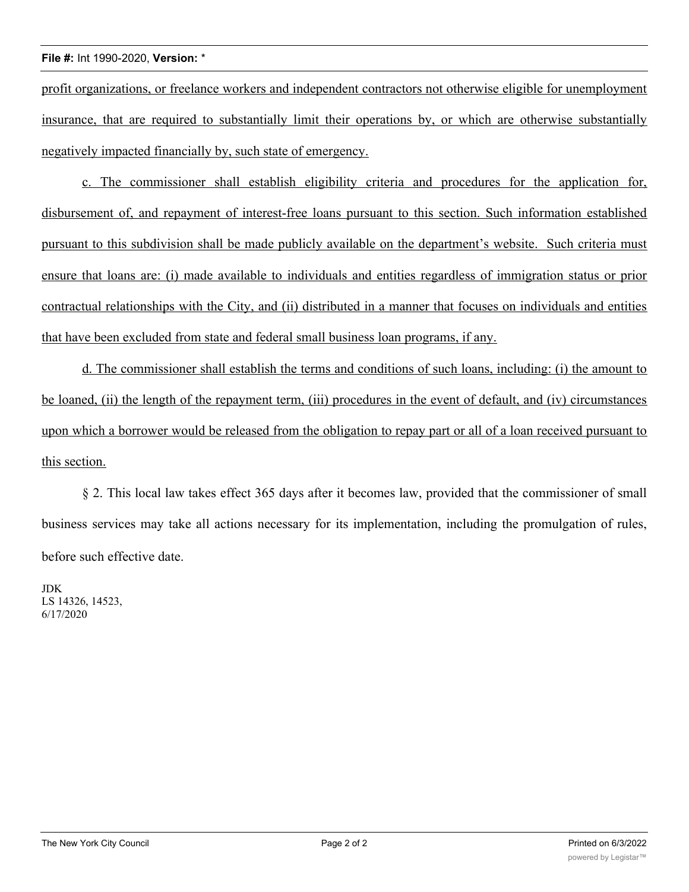profit organizations, or freelance workers and independent contractors not otherwise eligible for unemployment insurance, that are required to substantially limit their operations by, or which are otherwise substantially negatively impacted financially by, such state of emergency.

c. The commissioner shall establish eligibility criteria and procedures for the application for, disbursement of, and repayment of interest-free loans pursuant to this section. Such information established pursuant to this subdivision shall be made publicly available on the department's website. Such criteria must ensure that loans are: (i) made available to individuals and entities regardless of immigration status or prior contractual relationships with the City, and (ii) distributed in a manner that focuses on individuals and entities that have been excluded from state and federal small business loan programs, if any.

d. The commissioner shall establish the terms and conditions of such loans, including: (i) the amount to be loaned, (ii) the length of the repayment term, (iii) procedures in the event of default, and (iv) circumstances upon which a borrower would be released from the obligation to repay part or all of a loan received pursuant to this section.

§ 2. This local law takes effect 365 days after it becomes law, provided that the commissioner of small business services may take all actions necessary for its implementation, including the promulgation of rules, before such effective date.

JDK
LS 14326, 14523,
6/17/2020